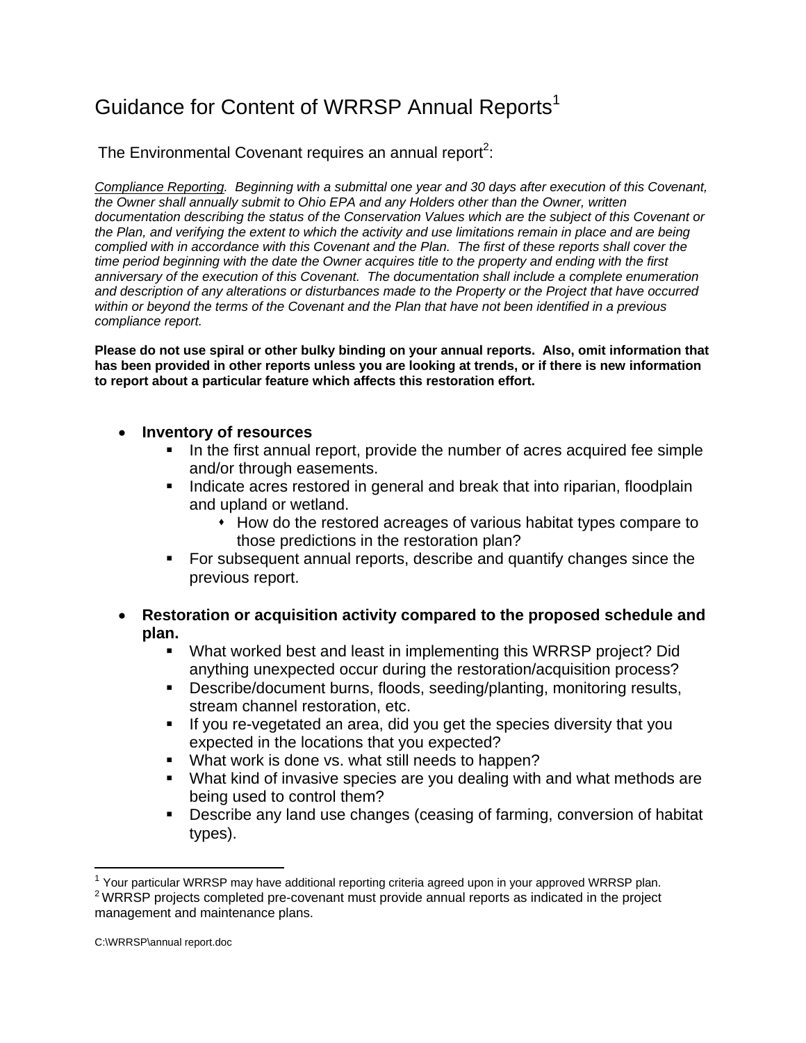# Guidance for Content of WRRSP Annual Reports[1]

The Environmental Covenant requires an annual report[2]:

*<u>Compliance Reporting</u>. Beginning with a submittal one year and 30 days after execution of this Covenant, the Owner shall annually submit to Ohio EPA and any Holders other than the Owner, written documentation describing the status of the Conservation Values which are the subject of this Covenant or the Plan, and verifying the extent to which the activity and use limitations remain in place and are being complied with in accordance with this Covenant and the Plan. The first of these reports shall cover the time period beginning with the date the Owner acquires title to the property and ending with the first anniversary of the execution of this Covenant. The documentation shall include a complete enumeration and description of any alterations or disturbances made to the Property or the Project that have occurred within or beyond the terms of the Covenant and the Plan that have not been identified in a previous compliance report.*

**Please do not use spiral or other bulky binding on your annual reports. Also, omit information that has been provided in other reports unless you are looking at trends, or if there is new information to report about a particular feature which affects this restoration effort.**

- **Inventory of resources**
  - In the first annual report, provide the number of acres acquired fee simple and/or through easements.
  - Indicate acres restored in general and break that into riparian, floodplain and upland or wetland.
    - How do the restored acreages of various habitat types compare to those predictions in the restoration plan?
  - For subsequent annual reports, describe and quantify changes since the previous report.

- **Restoration or acquisition activity compared to the proposed schedule and plan.**
  - What worked best and least in implementing this WRRSP project? Did anything unexpected occur during the restoration/acquisition process?
  - Describe/document burns, floods, seeding/planting, monitoring results, stream channel restoration, etc.
  - If you re-vegetated an area, did you get the species diversity that you expected in the locations that you expected?
  - What work is done vs. what still needs to happen?
  - What kind of invasive species are you dealing with and what methods are being used to control them?
  - Describe any land use changes (ceasing of farming, conversion of habitat types).

---

[1] Your particular WRRSP may have additional reporting criteria agreed upon in your approved WRRSP plan.

[2] WRRSP projects completed pre-covenant must provide annual reports as indicated in the project management and maintenance plans.

C:\WRRSP\annual report.doc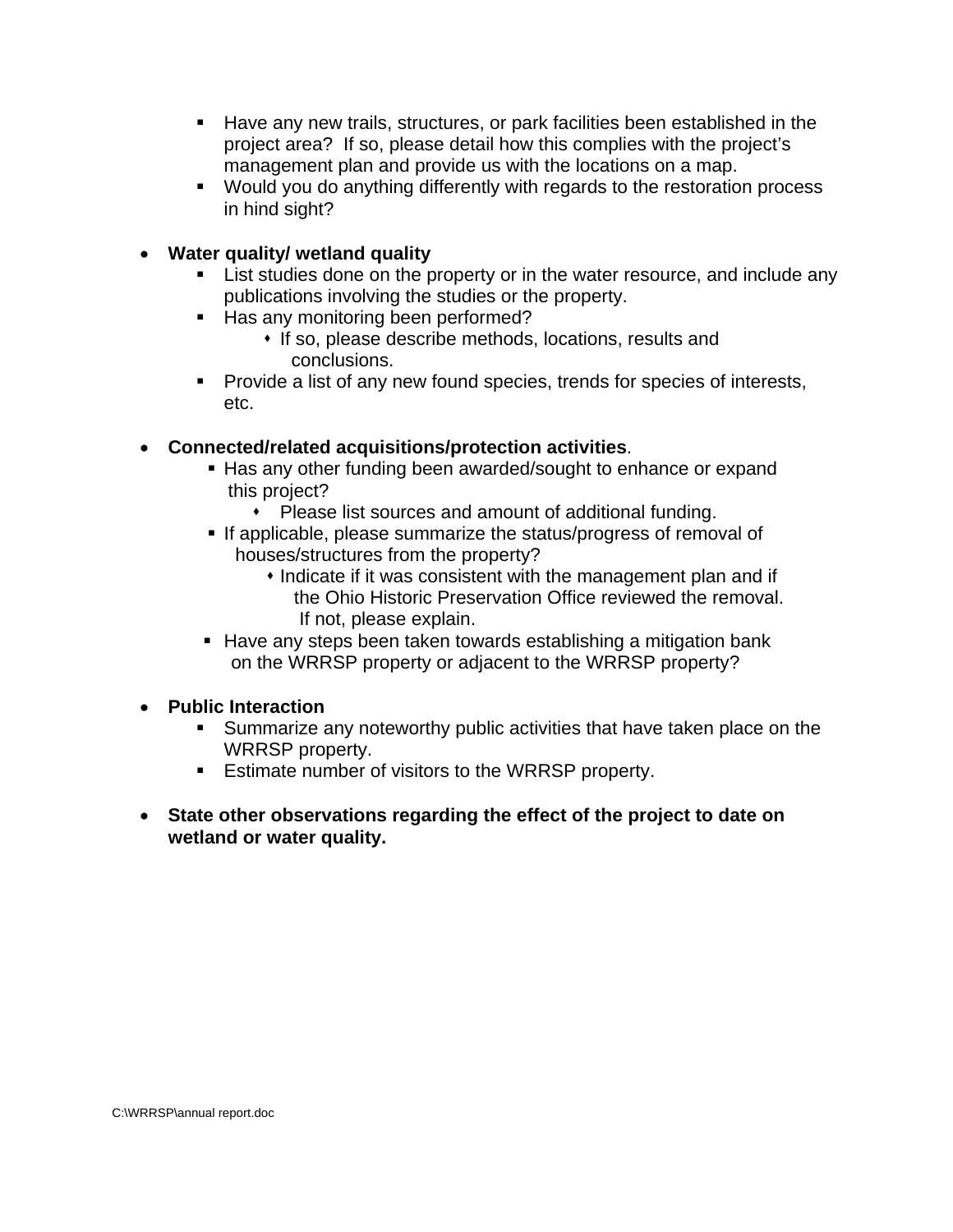- Have any new trails, structures, or park facilities been established in the project area? If so, please detail how this complies with the project's management plan and provide us with the locations on a map.
- Would you do anything differently with regards to the restoration process in hind sight?

- **Water quality/ wetland quality**
  - List studies done on the property or in the water resource, and include any publications involving the studies or the property.
  - Has any monitoring been performed?
    - If so, please describe methods, locations, results and conclusions.
  - Provide a list of any new found species, trends for species of interests, etc.

- **Connected/related acquisitions/protection activities**.
  - Has any other funding been awarded/sought to enhance or expand this project?
    - Please list sources and amount of additional funding.
  - If applicable, please summarize the status/progress of removal of houses/structures from the property?
    - Indicate if it was consistent with the management plan and if the Ohio Historic Preservation Office reviewed the removal. If not, please explain.
  - Have any steps been taken towards establishing a mitigation bank on the WRRSP property or adjacent to the WRRSP property?

- **Public Interaction**
  - Summarize any noteworthy public activities that have taken place on the WRRSP property.
  - Estimate number of visitors to the WRRSP property.

- **State other observations regarding the effect of the project to date on wetland or water quality.**

C:\WRRSP\annual report.doc